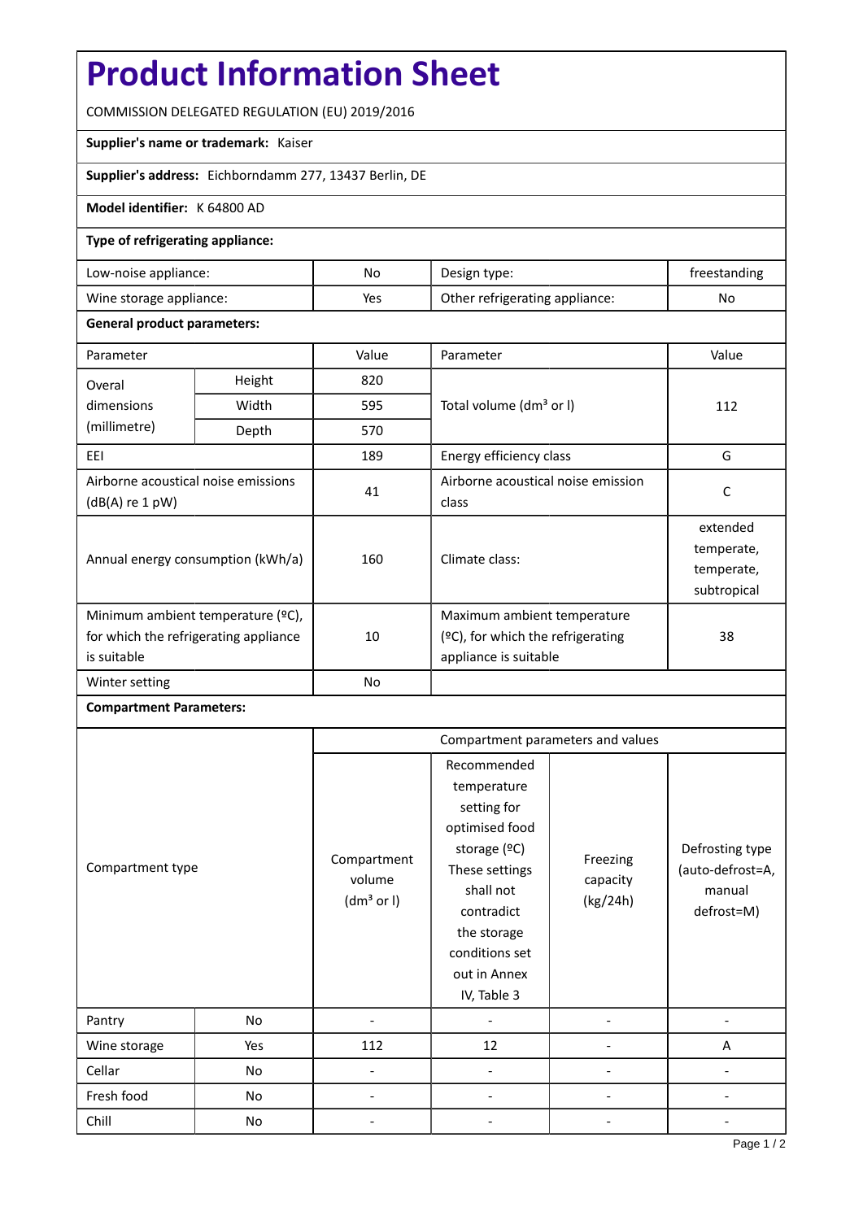# Product Information Sheet

COMMISSION DELEGATED REGULATION (EU) 2019/2016

**Supplier's name or trademark:** Kaiser

**Supplier's address:** Eichborndamm 277, 13437 Berlin, DE

**Model identifier:** K 64800 AD

**Type of refrigerating appliance:**

| | | | |
|---|---|---|---|
| Low-noise appliance: | No | Design type: | freestanding |
| Wine storage appliance: | Yes | Other refrigerating appliance: | No |

**General product parameters:**

| Parameter | | Value | Parameter | Value |
|---|---|---|---|---|
| Overal dimensions (millimetre) | Height | 820 | Total volume (dm³ or l) | 112 |
| | Width | 595 | | |
| | Depth | 570 | | |
| EEI | | 189 | Energy efficiency class | G |
| Airborne acoustical noise emissions (dB(A) re 1 pW) | | 41 | Airborne acoustical noise emission class | C |
| Annual energy consumption (kWh/a) | | 160 | Climate class: | extended temperate, temperate, subtropical |
| Minimum ambient temperature (ºC), for which the refrigerating appliance is suitable | | 10 | Maximum ambient temperature (ºC), for which the refrigerating appliance is suitable | 38 |
| Winter setting | | No | | |

**Compartment Parameters:**

| Compartment type | | Compartment parameters and values | | | |
|---|---|---|---|---|---|
| | | Compartment volume (dm³ or l) | Recommended temperature setting for optimised food storage (ºC) These settings shall not contradict the storage conditions set out in Annex IV, Table 3 | Freezing capacity (kg/24h) | Defrosting type (auto-defrost=A, manual defrost=M) |
| Pantry | No | - | - | - | - |
| Wine storage | Yes | 112 | 12 | - | A |
| Cellar | No | - | - | - | - |
| Fresh food | No | - | - | - | - |
| Chill | No | - | - | - | - |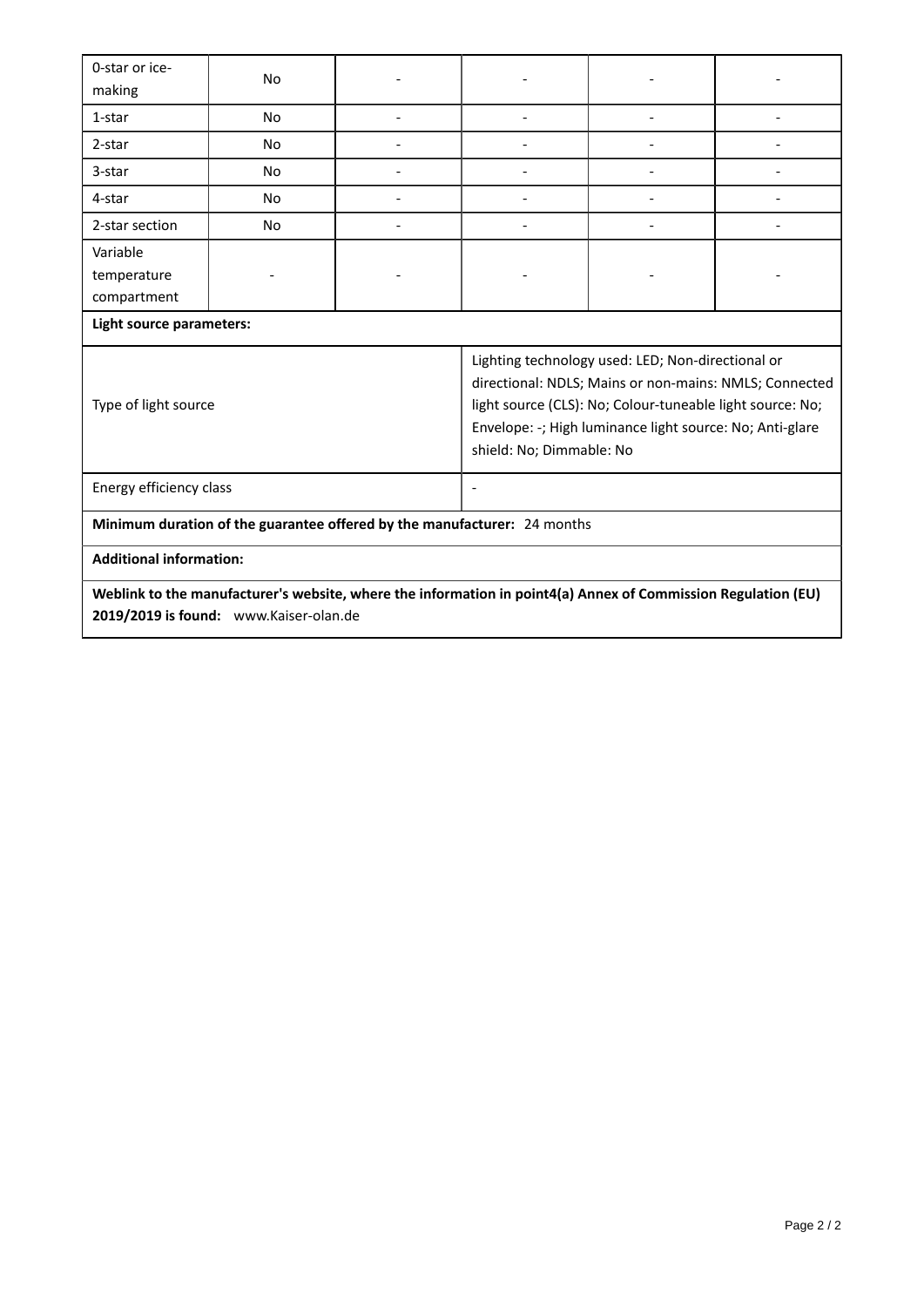| | | | | | |
|---|---|---|---|---|---|
| 0-star or ice-making | No | - | - | - | - |
| 1-star | No | - | - | - | - |
| 2-star | No | - | - | - | - |
| 3-star | No | - | - | - | - |
| 4-star | No | - | - | - | - |
| 2-star section | No | - | - | - | - |
| Variable temperature compartment | - | - | - | - | - |

| | |
|---|---|
| **Light source parameters:** | |
| Type of light source | Lighting technology used: LED; Non-directional or directional: NDLS; Mains or non-mains: NMLS; Connected light source (CLS): No; Colour-tuneable light source: No; Envelope: -; High luminance light source: No; Anti-glare shield: No; Dimmable: No |
| Energy efficiency class | - |

**Minimum duration of the guarantee offered by the manufacturer:** 24 months

**Additional information:**

**Weblink to the manufacturer's website, where the information in point4(a) Annex of Commission Regulation (EU) 2019/2019 is found:** www.Kaiser-olan.de